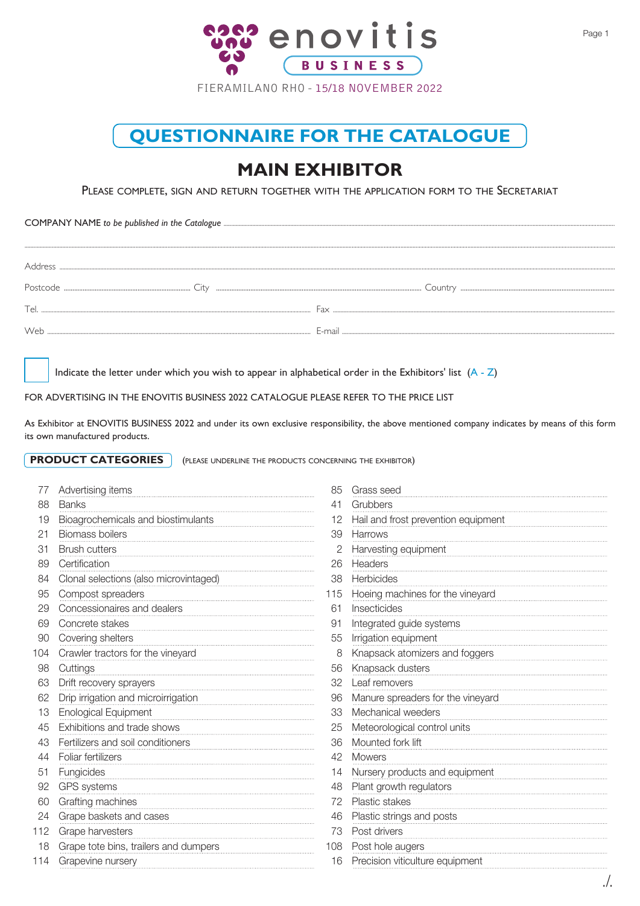enovitis

BUSINESS

FIERAMILANO RHO - 15/18 NOVEMBER 2022

# QUESTIONNAIRE FOR THE CATALOGUE

## MAIN EXHIBITOR

PLEASE COMPLETE, SIGN AND RETURN TOGETHER WITH THE APPLICATION FORM TO THE SECRETARIAT

COMPANY NAME *to be published in the Catalogue* ..............................................................................................................

..............................................................................................................

Address ..............................................................................................................

Postcode .............................. City .............................................. Country ..............................

Tel. .............................................................. Fax ..............................................................

Web .............................................................. E-mail ..............................................................

☐ Indicate the letter under which you wish to appear in alphabetical order in the Exhibitors' list (A - Z)

FOR ADVERTISING IN THE ENOVITIS BUSINESS 2022 CATALOGUE PLEASE REFER TO THE PRICE LIST

As Exhibitor at ENOVITIS BUSINESS 2022 and under its own exclusive responsibility, the above mentioned company indicates by means of this form its own manufactured products.

**PRODUCT CATEGORIES** (PLEASE UNDERLINE THE PRODUCTS CONCERNING THE EXHIBITOR)

- 77 Advertising items
- 88 Banks
- 19 Bioagrochemicals and biostimulants
- 21 Biomass boilers
- 31 Brush cutters
- 89 Certification
- 84 Clonal selections (also microvintaged)
- 95 Compost spreaders
- 29 Concessionaires and dealers
- 69 Concrete stakes
- 90 Covering shelters
- 104 Crawler tractors for the vineyard
- 98 Cuttings
- 63 Drift recovery sprayers
- 62 Drip irrigation and microirrigation
- 13 Enological Equipment
- 45 Exhibitions and trade shows
- 43 Fertilizers and soil conditioners
- 44 Foliar fertilizers
- 51 Fungicides
- 92 GPS systems
- 60 Grafting machines
- 24 Grape baskets and cases
- 112 Grape harvesters
- 18 Grape tote bins, trailers and dumpers
- 114 Grapevine nursery
- 85 Grass seed
- 41 Grubbers
- 12 Hail and frost prevention equipment
- 39 Harrows
- 2 Harvesting equipment
- 26 Headers
- 38 Herbicides
- 115 Hoeing machines for the vineyard
- 61 Insecticides
- 91 Integrated guide systems
- 55 Irrigation equipment
- 8 Knapsack atomizers and foggers
- 56 Knapsack dusters
- 32 Leaf removers
- 96 Manure spreaders for the vineyard
- 33 Mechanical weeders
- 25 Meteorological control units
- 36 Mounted fork lift
- 42 Mowers
- 14 Nursery products and equipment
- 48 Plant growth regulators
- 72 Plastic stakes
- 46 Plastic strings and posts
- 73 Post drivers
- 108 Post hole augers
- 16 Precision viticulture equipment

./.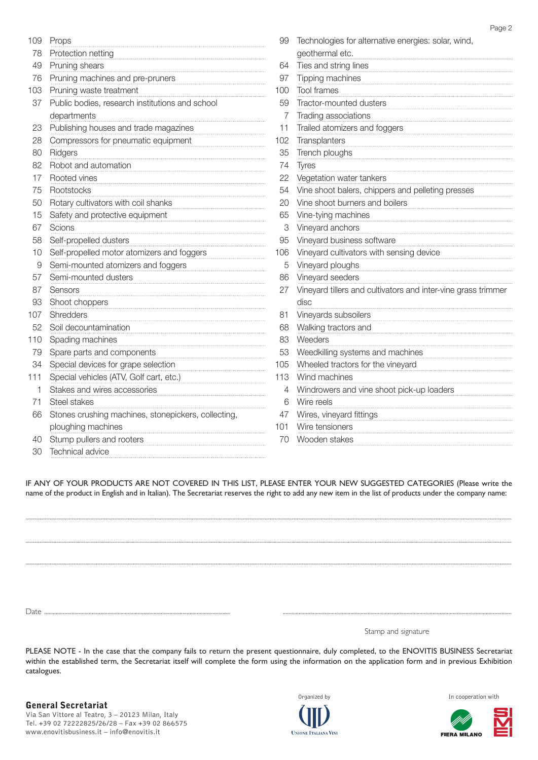- 109 Props
- 78 Protection netting
- 49 Pruning shears
- 76 Pruning machines and pre-pruners
- 103 Pruning waste treatment
- 37 Public bodies, research institutions and school departments
- 23 Publishing houses and trade magazines
- 28 Compressors for pneumatic equipment
- 80 Ridgers
- 82 Robot and automation
- 17 Rooted vines
- 75 Rootstocks
- 50 Rotary cultivators with coil shanks
- 15 Safety and protective equipment
- 67 Scions
- 58 Self-propelled dusters
- 10 Self-propelled motor atomizers and foggers
- 9 Semi-mounted atomizers and foggers
- 57 Semi-mounted dusters
- 87 Sensors
- 93 Shoot choppers
- 107 Shredders
- 52 Soil decountamination
- 110 Spading machines
- 79 Spare parts and components
- 34 Special devices for grape selection
- 111 Special vehicles (ATV, Golf cart, etc.)
- 1 Stakes and wires accessories
- 71 Steel stakes
- 66 Stones crushing machines, stonepickers, collecting, ploughing machines
- 40 Stump pullers and rooters
- 30 Technical advice
- 99 Technologies for alternative energies: solar, wind, geothermal etc.
- 64 Ties and string lines
- 97 Tipping machines
- 100 Tool frames
- 59 Tractor-mounted dusters
- 7 Trading associations
- 11 Trailed atomizers and foggers
- 102 Transplanters
- 35 Trench ploughs
- 74 Tyres
- 22 Vegetation water tankers
- 54 Vine shoot balers, chippers and pelleting presses
- 20 Vine shoot burners and boilers
- 65 Vine-tying machines
- 3 Vineyard anchors
- 95 Vineyard business software
- 106 Vineyard cultivators with sensing device
- 5 Vineyard ploughs
- 86 Vineyard seeders
- 27 Vineyard tillers and cultivators and inter-vine grass trimmer disc
- 81 Vineyards subsoilers
- 68 Walking tractors and
- 83 Weeders
- 53 Weedkilling systems and machines
- 105 Wheeled tractors for the vineyard
- 113 Wind machines
- 4 Windrowers and vine shoot pick-up loaders
- 6 Wire reels
- 47 Wires, vineyard fittings
- 101 Wire tensioners
- 70 Wooden stakes

IF ANY OF YOUR PRODUCTS ARE NOT COVERED IN THIS LIST, PLEASE ENTER YOUR NEW SUGGESTED CATEGORIES (Please write the name of the product in English and in Italian). The Secretariat reserves the right to add any new item in the list of products under the company name:

..............................................................................................................

..............................................................................................................

..............................................................................................................

Date ..............................................................

..............................................................

Stamp and signature

PLEASE NOTE - In the case that the company fails to return the present questionnaire, duly completed, to the ENOVITIS BUSINESS Secretariat within the established term, the Secretariat itself will complete the form using the information on the application form and in previous Exhibition catalogues.

**General Secretariat**
Via San Vittore al Teatro, 3 – 20123 Milan, Italy
Tel. +39 02 72222825/26/28 – Fax +39 02 866575
www.enovitisbusiness.it – info@enovitis.it

Organized by
Unione Italiana Vini

In cooperation with
FIERA MILANO
SIMEI